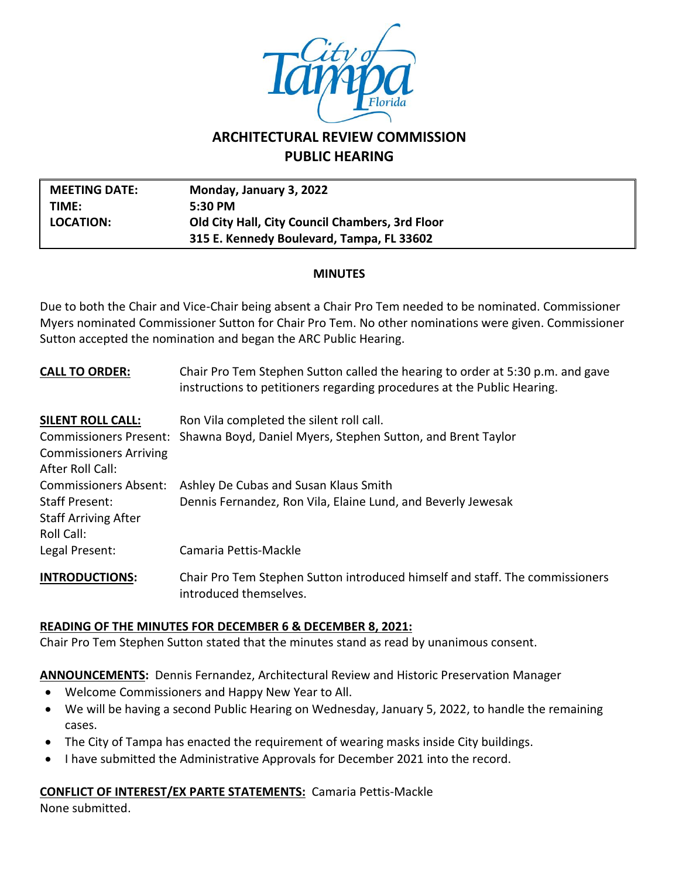# ARCHITECTURAL REVIEW COMMISSION
## PUBLIC HEARING

| | |
|---|---|
| **MEETING DATE:** | **Monday, January 3, 2022** |
| **TIME:** | **5:30 PM** |
| **LOCATION:** | **Old City Hall, City Council Chambers, 3rd Floor**<br>**315 E. Kennedy Boulevard, Tampa, FL 33602** |

### MINUTES

Due to both the Chair and Vice-Chair being absent a Chair Pro Tem needed to be nominated. Commissioner Myers nominated Commissioner Sutton for Chair Pro Tem. No other nominations were given. Commissioner Sutton accepted the nomination and began the ARC Public Hearing.

**CALL TO ORDER:** Chair Pro Tem Stephen Sutton called the hearing to order at 5:30 p.m. and gave instructions to petitioners regarding procedures at the Public Hearing.

**SILENT ROLL CALL:** Ron Vila completed the silent roll call.

| | |
|---|---|
| Commissioners Present: | Shawna Boyd, Daniel Myers, Stephen Sutton, and Brent Taylor |
| Commissioners Arriving After Roll Call: | |
| Commissioners Absent: | Ashley De Cubas and Susan Klaus Smith |
| Staff Present: | Dennis Fernandez, Ron Vila, Elaine Lund, and Beverly Jewesak |
| Staff Arriving After Roll Call: | |
| Legal Present: | Camaria Pettis-Mackle |

**INTRODUCTIONS:** Chair Pro Tem Stephen Sutton introduced himself and staff. The commissioners introduced themselves.

**READING OF THE MINUTES FOR DECEMBER 6 & DECEMBER 8, 2021:**
Chair Pro Tem Stephen Sutton stated that the minutes stand as read by unanimous consent.

**ANNOUNCEMENTS:** Dennis Fernandez, Architectural Review and Historic Preservation Manager

- Welcome Commissioners and Happy New Year to All.
- We will be having a second Public Hearing on Wednesday, January 5, 2022, to handle the remaining cases.
- The City of Tampa has enacted the requirement of wearing masks inside City buildings.
- I have submitted the Administrative Approvals for December 2021 into the record.

**CONFLICT OF INTEREST/EX PARTE STATEMENTS:** Camaria Pettis-Mackle
None submitted.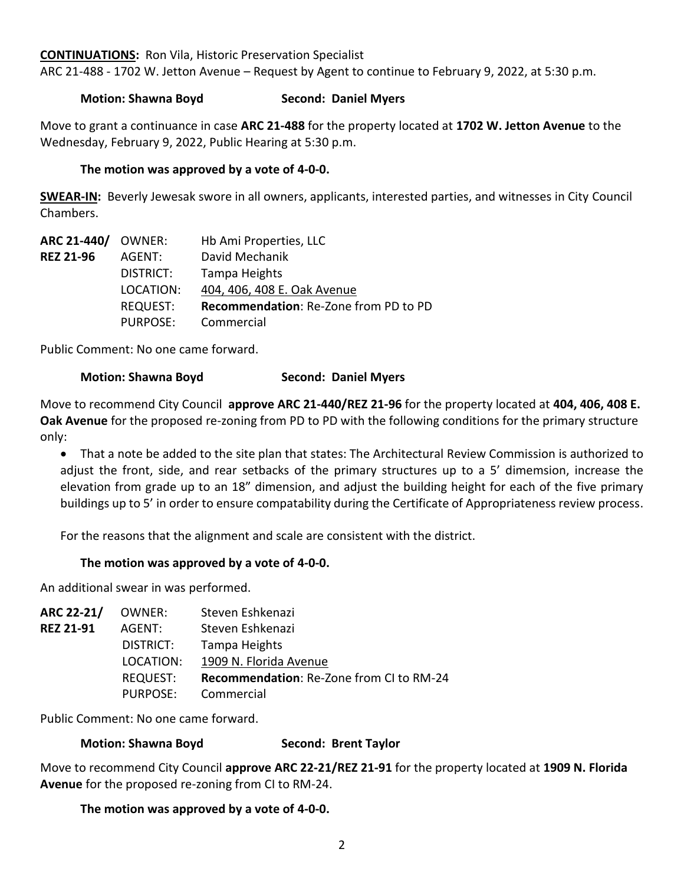**CONTINUATIONS:** Ron Vila, Historic Preservation Specialist
ARC 21-488 - 1702 W. Jetton Avenue – Request by Agent to continue to February 9, 2022, at 5:30 p.m.

**Motion: Shawna Boyd Second: Daniel Myers**

Move to grant a continuance in case **ARC 21-488** for the property located at **1702 W. Jetton Avenue** to the Wednesday, February 9, 2022, Public Hearing at 5:30 p.m.

**The motion was approved by a vote of 4-0-0.**

**SWEAR-IN:** Beverly Jewesak swore in all owners, applicants, interested parties, and witnesses in City Council Chambers.

| | | |
|---|---|---|
| **ARC 21-440/** | OWNER: | Hb Ami Properties, LLC |
| **REZ 21-96** | AGENT: | David Mechanik |
| | DISTRICT: | Tampa Heights |
| | LOCATION: | 404, 406, 408 E. Oak Avenue |
| | REQUEST: | **Recommendation**: Re-Zone from PD to PD |
| | PURPOSE: | Commercial |

Public Comment: No one came forward.

**Motion: Shawna Boyd Second: Daniel Myers**

Move to recommend City Council **approve ARC 21-440/REZ 21-96** for the property located at **404, 406, 408 E. Oak Avenue** for the proposed re-zoning from PD to PD with the following conditions for the primary structure only:

- That a note be added to the site plan that states: The Architectural Review Commission is authorized to adjust the front, side, and rear setbacks of the primary structures up to a 5' dimemsion, increase the elevation from grade up to an 18" dimension, and adjust the building height for each of the five primary buildings up to 5' in order to ensure compatability during the Certificate of Appropriateness review process.

For the reasons that the alignment and scale are consistent with the district.

**The motion was approved by a vote of 4-0-0.**

An additional swear in was performed.

| | | |
|---|---|---|
| **ARC 22-21/** | OWNER: | Steven Eshkenazi |
| **REZ 21-91** | AGENT: | Steven Eshkenazi |
| | DISTRICT: | Tampa Heights |
| | LOCATION: | 1909 N. Florida Avenue |
| | REQUEST: | **Recommendation**: Re-Zone from CI to RM-24 |
| | PURPOSE: | Commercial |

Public Comment: No one came forward.

**Motion: Shawna Boyd Second: Brent Taylor**

Move to recommend City Council **approve ARC 22-21/REZ 21-91** for the property located at **1909 N. Florida Avenue** for the proposed re-zoning from CI to RM-24.

**The motion was approved by a vote of 4-0-0.**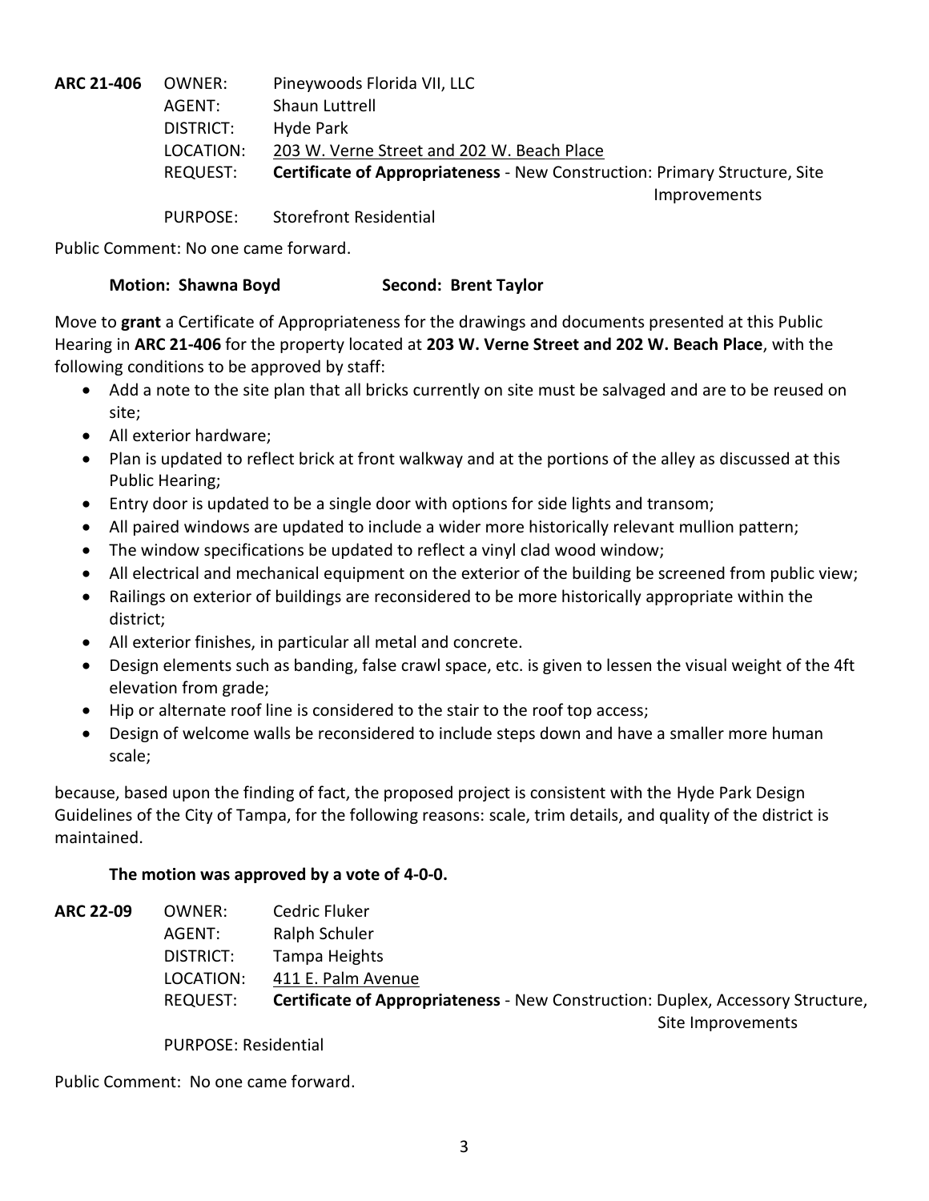**ARC 21-406** OWNER: Pineywoods Florida VII, LLC
AGENT: Shaun Luttrell
DISTRICT: Hyde Park
LOCATION: 203 W. Verne Street and 202 W. Beach Place
REQUEST: **Certificate of Appropriateness** - New Construction: Primary Structure, Site Improvements
PURPOSE: Storefront Residential

Public Comment: No one came forward.

**Motion: Shawna Boyd** **Second: Brent Taylor**

Move to **grant** a Certificate of Appropriateness for the drawings and documents presented at this Public Hearing in **ARC 21-406** for the property located at **203 W. Verne Street and 202 W. Beach Place**, with the following conditions to be approved by staff:

- Add a note to the site plan that all bricks currently on site must be salvaged and are to be reused on site;
- All exterior hardware;
- Plan is updated to reflect brick at front walkway and at the portions of the alley as discussed at this Public Hearing;
- Entry door is updated to be a single door with options for side lights and transom;
- All paired windows are updated to include a wider more historically relevant mullion pattern;
- The window specifications be updated to reflect a vinyl clad wood window;
- All electrical and mechanical equipment on the exterior of the building be screened from public view;
- Railings on exterior of buildings are reconsidered to be more historically appropriate within the district;
- All exterior finishes, in particular all metal and concrete.
- Design elements such as banding, false crawl space, etc. is given to lessen the visual weight of the 4ft elevation from grade;
- Hip or alternate roof line is considered to the stair to the roof top access;
- Design of welcome walls be reconsidered to include steps down and have a smaller more human scale;

because, based upon the finding of fact, the proposed project is consistent with the Hyde Park Design Guidelines of the City of Tampa, for the following reasons: scale, trim details, and quality of the district is maintained.

**The motion was approved by a vote of 4-0-0.**

**ARC 22-09** OWNER: Cedric Fluker
AGENT: Ralph Schuler
DISTRICT: Tampa Heights
LOCATION: 411 E. Palm Avenue
REQUEST: **Certificate of Appropriateness** - New Construction: Duplex, Accessory Structure, Site Improvements
PURPOSE: Residential

Public Comment: No one came forward.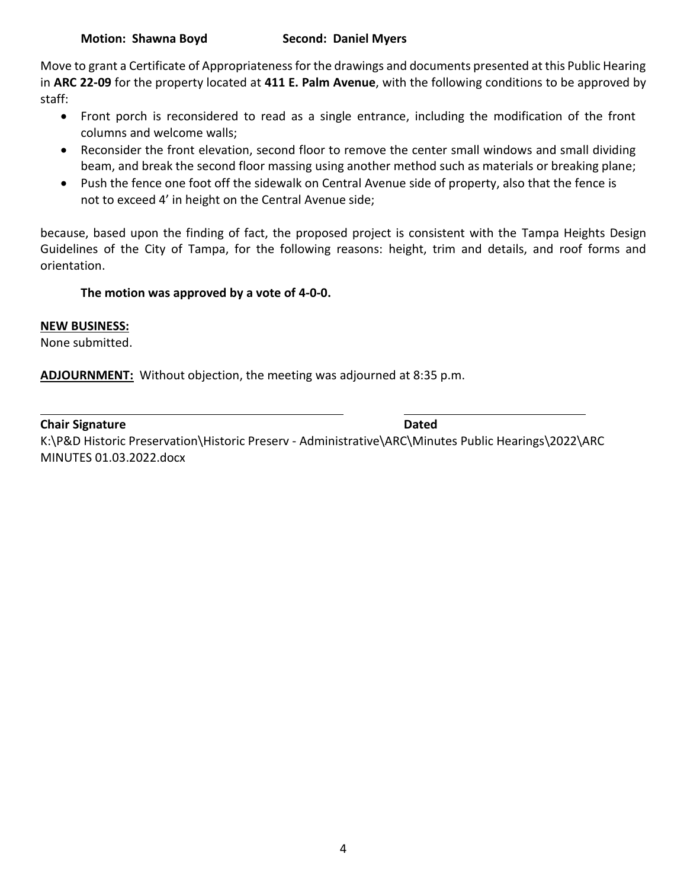**Motion: Shawna Boyd** **Second: Daniel Myers**

Move to grant a Certificate of Appropriateness for the drawings and documents presented at this Public Hearing in **ARC 22-09** for the property located at **411 E. Palm Avenue**, with the following conditions to be approved by staff:

- Front porch is reconsidered to read as a single entrance, including the modification of the front columns and welcome walls;
- Reconsider the front elevation, second floor to remove the center small windows and small dividing beam, and break the second floor massing using another method such as materials or breaking plane;
- Push the fence one foot off the sidewalk on Central Avenue side of property, also that the fence is not to exceed 4' in height on the Central Avenue side;

because, based upon the finding of fact, the proposed project is consistent with the Tampa Heights Design Guidelines of the City of Tampa, for the following reasons: height, trim and details, and roof forms and orientation.

**The motion was approved by a vote of 4-0-0.**

**NEW BUSINESS:**

None submitted.

**ADJOURNMENT:** Without objection, the meeting was adjourned at 8:35 p.m.

\_\_\_\_\_\_\_\_\_\_\_\_\_\_\_\_\_\_\_\_\_\_\_\_\_\_\_\_\_\_\_\_\_\_\_\_ \_\_\_\_\_\_\_\_\_\_\_\_\_\_\_\_\_\_\_\_\_\_

**Chair Signature** **Dated**

K:\P&D Historic Preservation\Historic Preserv - Administrative\ARC\Minutes Public Hearings\2022\ARC MINUTES 01.03.2022.docx